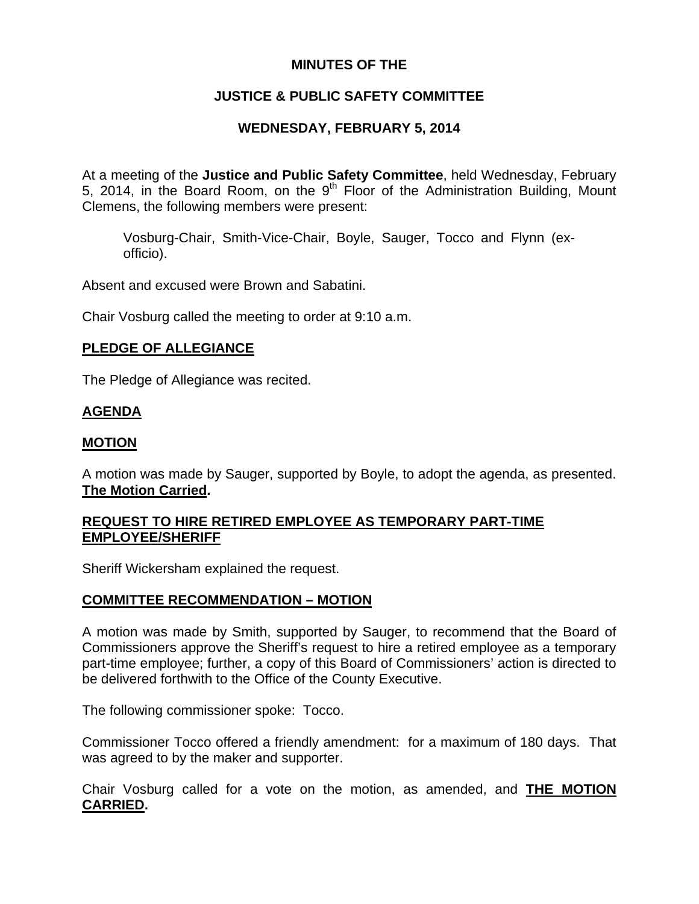**MINUTES OF THE**

**JUSTICE & PUBLIC SAFETY COMMITTEE**

**WEDNESDAY, FEBRUARY 5, 2014**

At a meeting of the **Justice and Public Safety Committee**, held Wednesday, February 5, 2014, in the Board Room, on the 9th Floor of the Administration Building, Mount Clemens, the following members were present:

> Vosburg-Chair, Smith-Vice-Chair, Boyle, Sauger, Tocco and Flynn (ex-officio).

Absent and excused were Brown and Sabatini.

Chair Vosburg called the meeting to order at 9:10 a.m.

## **PLEDGE OF ALLEGIANCE**

The Pledge of Allegiance was recited.

## **AGENDA**

## **MOTION**

A motion was made by Sauger, supported by Boyle, to adopt the agenda, as presented. **The Motion Carried.**

## **REQUEST TO HIRE RETIRED EMPLOYEE AS TEMPORARY PART-TIME EMPLOYEE/SHERIFF**

Sheriff Wickersham explained the request.

## **COMMITTEE RECOMMENDATION – MOTION**

A motion was made by Smith, supported by Sauger, to recommend that the Board of Commissioners approve the Sheriff's request to hire a retired employee as a temporary part-time employee; further, a copy of this Board of Commissioners' action is directed to be delivered forthwith to the Office of the County Executive.

The following commissioner spoke: Tocco.

Commissioner Tocco offered a friendly amendment: for a maximum of 180 days. That was agreed to by the maker and supporter.

Chair Vosburg called for a vote on the motion, as amended, and **THE MOTION CARRIED.**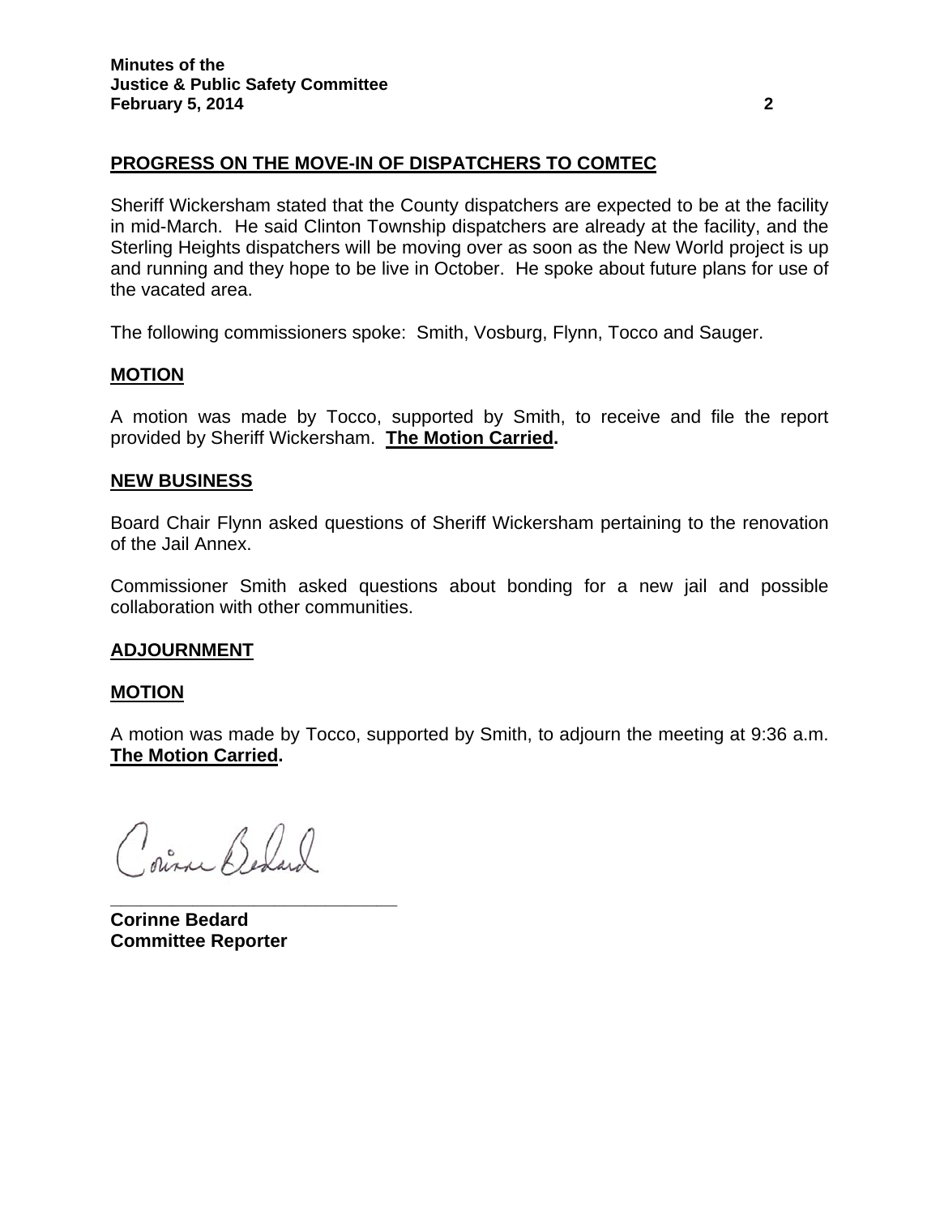## PROGRESS ON THE MOVE-IN OF DISPATCHERS TO COMTEC

Sheriff Wickersham stated that the County dispatchers are expected to be at the facility in mid-March. He said Clinton Township dispatchers are already at the facility, and the Sterling Heights dispatchers will be moving over as soon as the New World project is up and running and they hope to be live in October. He spoke about future plans for use of the vacated area.

The following commissioners spoke: Smith, Vosburg, Flynn, Tocco and Sauger.

## MOTION

A motion was made by Tocco, supported by Smith, to receive and file the report provided by Sheriff Wickersham. **The Motion Carried.**

## NEW BUSINESS

Board Chair Flynn asked questions of Sheriff Wickersham pertaining to the renovation of the Jail Annex.

Commissioner Smith asked questions about bonding for a new jail and possible collaboration with other communities.

## ADJOURNMENT

## MOTION

A motion was made by Tocco, supported by Smith, to adjourn the meeting at 9:36 a.m. **The Motion Carried.**

Corinne Bedard

\_\_\_\_\_\_\_\_\_\_\_\_\_\_\_\_\_\_\_\_\_\_\_\_\_\_\_\_\_\_

**Corinne Bedard**
**Committee Reporter**